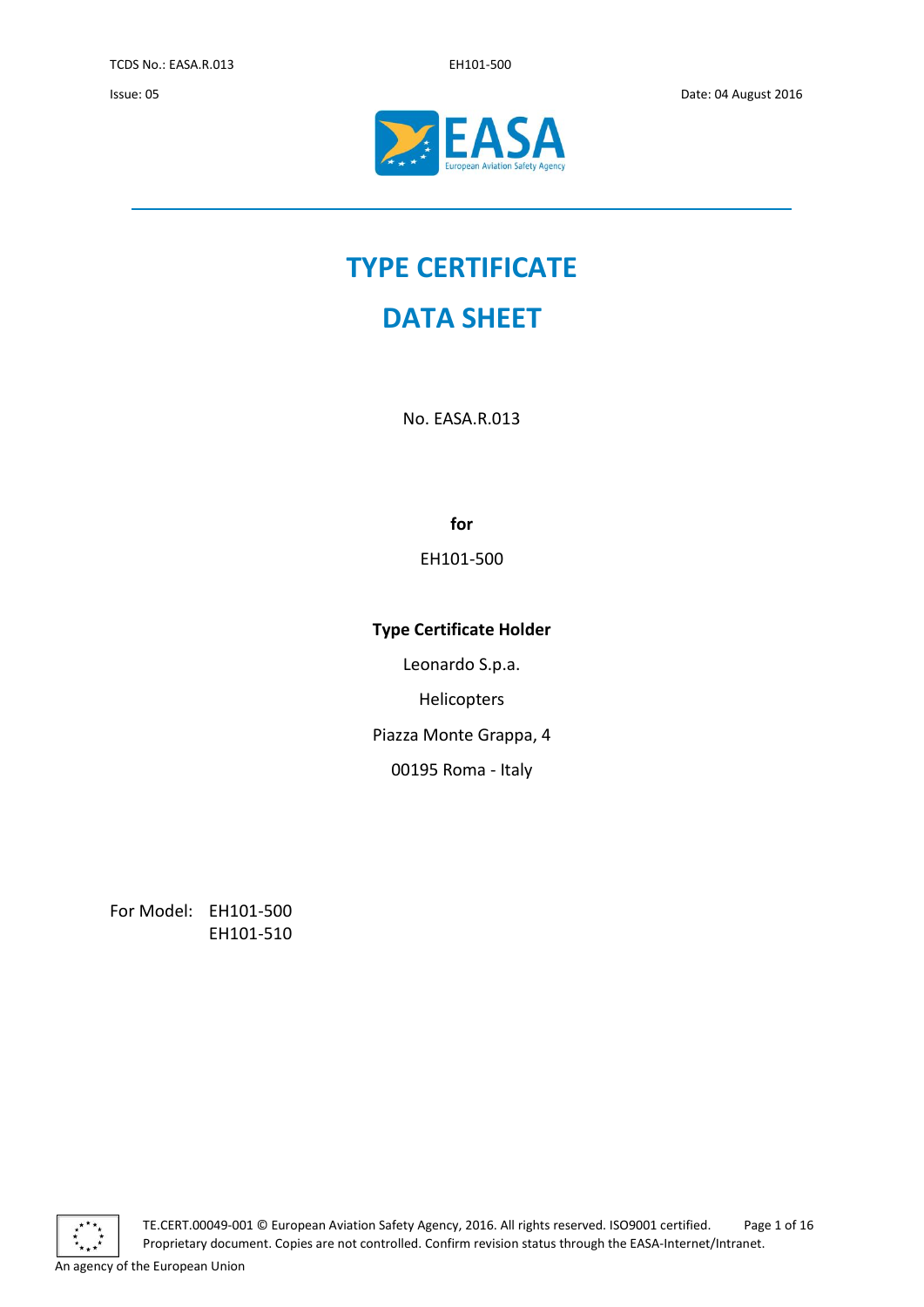# TYPE CERTIFICATE

# DATA SHEET

No. EASA.R.013

**for**

EH101-500

**Type Certificate Holder**

Leonardo S.p.a.

Helicopters

Piazza Monte Grappa, 4

00195 Roma - Italy

For Model: EH101-500
EH101-510

TE.CERT.00049-001 © European Aviation Safety Agency, 2016. All rights reserved. ISO9001 certified.
Proprietary document. Copies are not controlled. Confirm revision status through the EASA-Internet/Intranet.

An agency of the European Union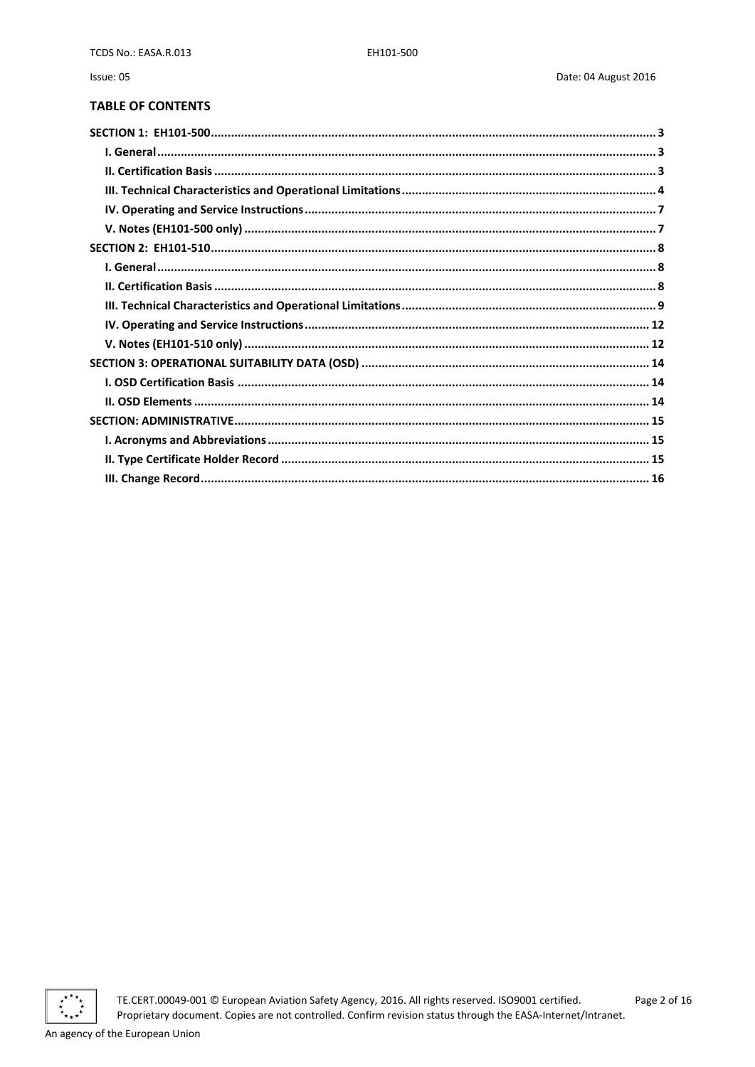## TABLE OF CONTENTS

- **SECTION 1: EH101-500** ... 3
  - **I. General** ... 3
  - **II. Certification Basis** ... 3
  - **III. Technical Characteristics and Operational Limitations** ... 4
  - **IV. Operating and Service Instructions** ... 7
  - **V. Notes (EH101-500 only)** ... 7
- **SECTION 2: EH101-510** ... 8
  - **I. General** ... 8
  - **II. Certification Basis** ... 8
  - **III. Technical Characteristics and Operational Limitations** ... 9
  - **IV. Operating and Service Instructions** ... 12
  - **V. Notes (EH101-510 only)** ... 12
- **SECTION 3: OPERATIONAL SUITABILITY DATA (OSD)** ... 14
  - **I. OSD Certification Basis** ... 14
  - **II. OSD Elements** ... 14
- **SECTION: ADMINISTRATIVE** ... 15
  - **I. Acronyms and Abbreviations** ... 15
  - **II. Type Certificate Holder Record** ... 15
  - **III. Change Record** ... 16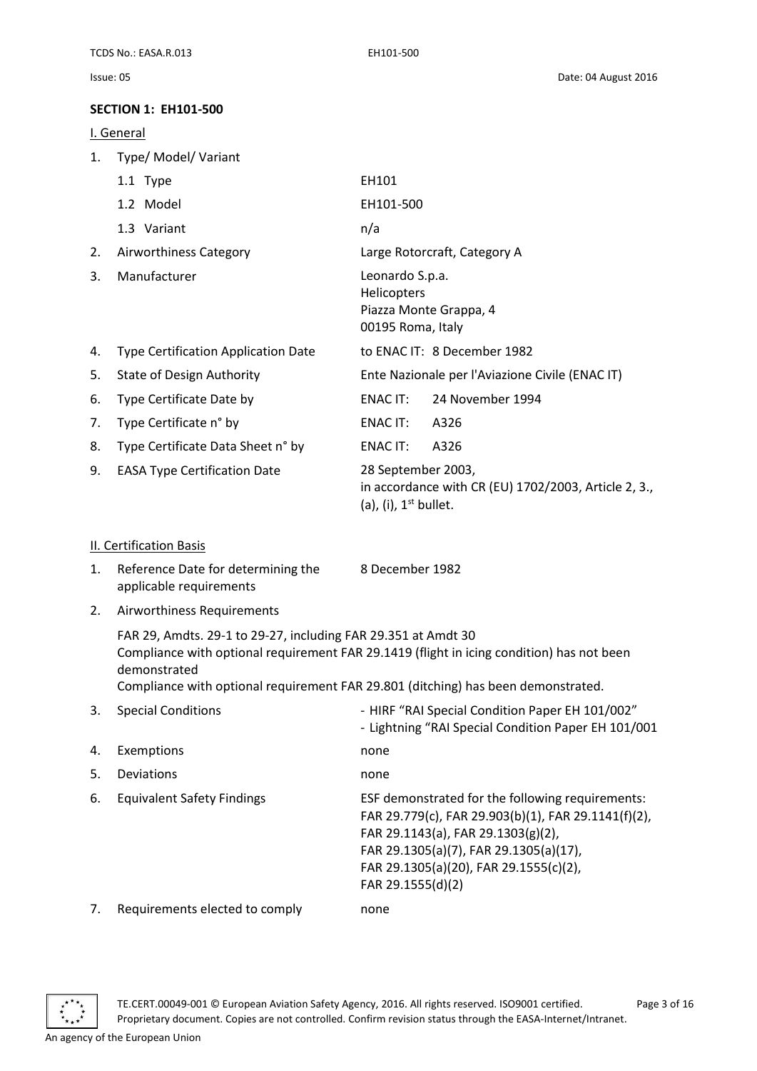## SECTION 1: EH101-500

### I. General

1. Type/ Model/ Variant
   - 1.1 Type: EH101
   - 1.2 Model: EH101-500
   - 1.3 Variant: n/a
2. Airworthiness Category: Large Rotorcraft, Category A
3. Manufacturer: Leonardo S.p.a.
   Helicopters
   Piazza Monte Grappa, 4
   00195 Roma, Italy
4. Type Certification Application Date: to ENAC IT: 8 December 1982
5. State of Design Authority: Ente Nazionale per l'Aviazione Civile (ENAC IT)
6. Type Certificate Date by: ENAC IT: 24 November 1994
7. Type Certificate n° by: ENAC IT: A326
8. Type Certificate Data Sheet n° by: ENAC IT: A326
9. EASA Type Certification Date: 28 September 2003, in accordance with CR (EU) 1702/2003, Article 2, 3., (a), (i), 1st bullet.

### II. Certification Basis

1. Reference Date for determining the applicable requirements: 8 December 1982
2. Airworthiness Requirements

   FAR 29, Amdts. 29-1 to 29-27, including FAR 29.351 at Amdt 30
   Compliance with optional requirement FAR 29.1419 (flight in icing condition) has not been demonstrated
   Compliance with optional requirement FAR 29.801 (ditching) has been demonstrated.
3. Special Conditions:
   - HIRF "RAI Special Condition Paper EH 101/002"
   - Lightning "RAI Special Condition Paper EH 101/001
4. Exemptions: none
5. Deviations: none
6. Equivalent Safety Findings: ESF demonstrated for the following requirements: FAR 29.779(c), FAR 29.903(b)(1), FAR 29.1141(f)(2), FAR 29.1143(a), FAR 29.1303(g)(2), FAR 29.1305(a)(7), FAR 29.1305(a)(17), FAR 29.1305(a)(20), FAR 29.1555(c)(2), FAR 29.1555(d)(2)
7. Requirements elected to comply: none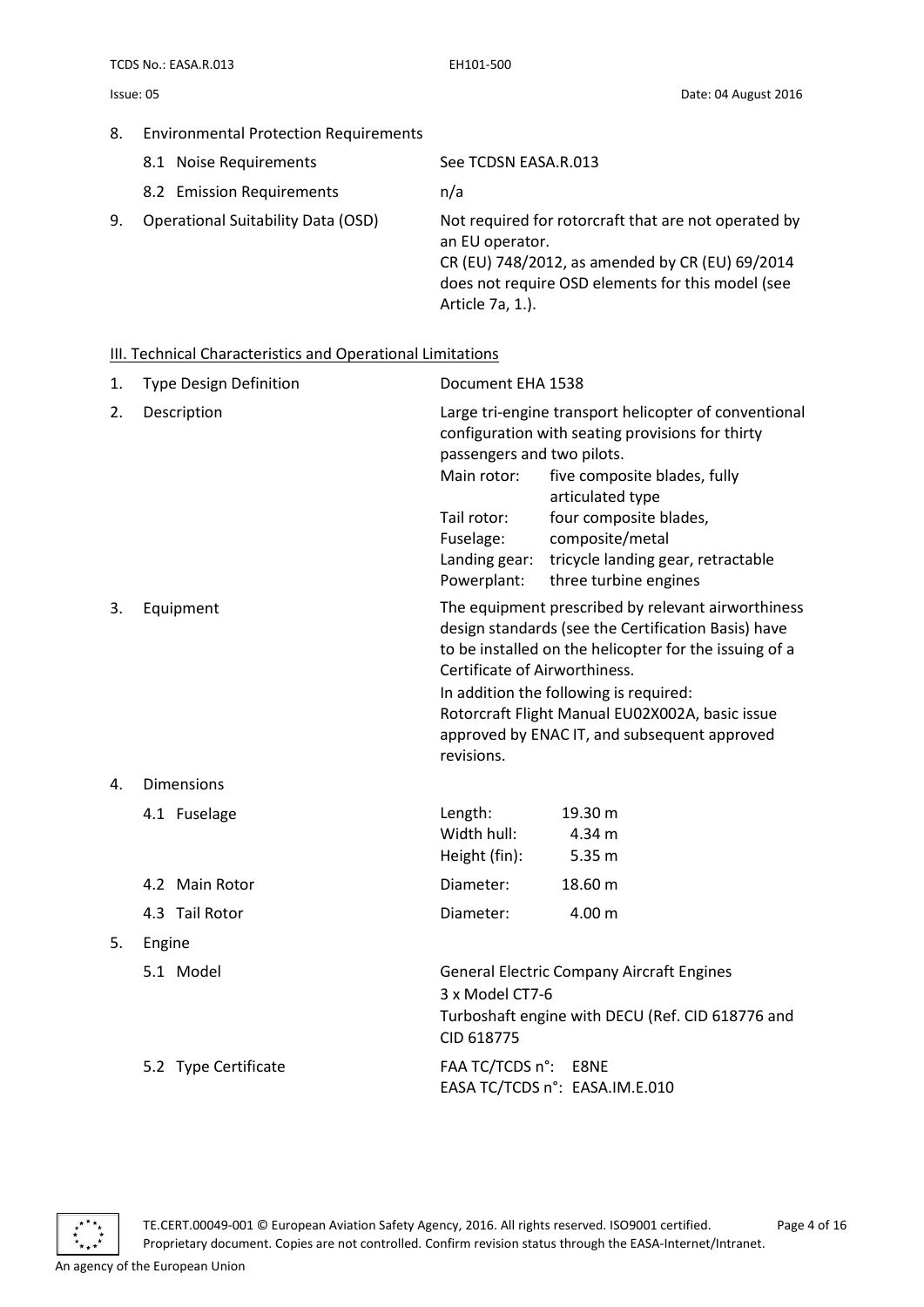8. Environmental Protection Requirements

| | |
|---|---|
| 8.1 Noise Requirements | See TCDSN EASA.R.013 |
| 8.2 Emission Requirements | n/a |

9. Operational Suitability Data (OSD)

Not required for rotorcraft that are not operated by an EU operator.
CR (EU) 748/2012, as amended by CR (EU) 69/2014 does not require OSD elements for this model (see Article 7a, 1.).

## III. Technical Characteristics and Operational Limitations

1. Type Design Definition

Document EHA 1538

2. Description

Large tri-engine transport helicopter of conventional configuration with seating provisions for thirty passengers and two pilots.

| | |
|---|---|
| Main rotor: | five composite blades, fully articulated type |
| Tail rotor: | four composite blades, |
| Fuselage: | composite/metal |
| Landing gear: | tricycle landing gear, retractable |
| Powerplant: | three turbine engines |

3. Equipment

The equipment prescribed by relevant airworthiness design standards (see the Certification Basis) have to be installed on the helicopter for the issuing of a Certificate of Airworthiness.
In addition the following is required:
Rotorcraft Flight Manual EU02X002A, basic issue approved by ENAC IT, and subsequent approved revisions.

4. Dimensions

| | | |
|---|---|---|
| 4.1 Fuselage | Length: | 19.30 m |
| | Width hull: | 4.34 m |
| | Height (fin): | 5.35 m |
| 4.2 Main Rotor | Diameter: | 18.60 m |
| 4.3 Tail Rotor | Diameter: | 4.00 m |

5. Engine

5.1 Model

General Electric Company Aircraft Engines
3 x Model CT7-6
Turboshaft engine with DECU (Ref. CID 618776 and CID 618775

5.2 Type Certificate

FAA TC/TCDS n°: E8NE
EASA TC/TCDS n°: EASA.IM.E.010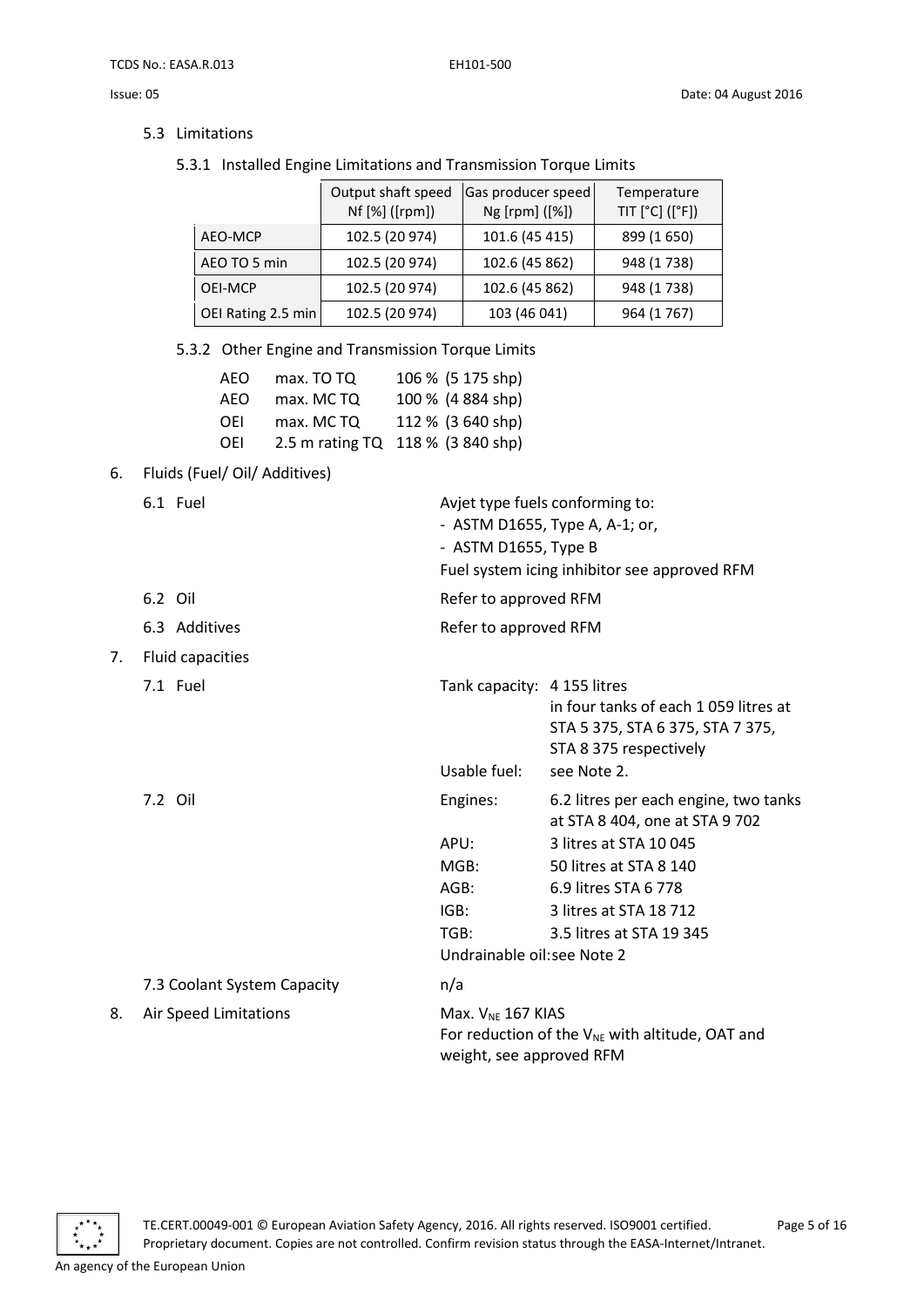5.3 Limitations

5.3.1 Installed Engine Limitations and Transmission Torque Limits

| | Output shaft speed Nf [%] ([rpm]) | Gas producer speed Ng [rpm] ([%]) | Temperature TIT [°C] ([°F]) |
|---|---|---|---|
| AEO-MCP | 102.5 (20 974) | 101.6 (45 415) | 899 (1 650) |
| AEO TO 5 min | 102.5 (20 974) | 102.6 (45 862) | 948 (1 738) |
| OEI-MCP | 102.5 (20 974) | 102.6 (45 862) | 948 (1 738) |
| OEI Rating 2.5 min | 102.5 (20 974) | 103 (46 041) | 964 (1 767) |

5.3.2 Other Engine and Transmission Torque Limits

| | | |
|---|---|---|
| AEO | max. TO TQ | 106 % (5 175 shp) |
| AEO | max. MC TQ | 100 % (4 884 shp) |
| OEI | max. MC TQ | 112 % (3 640 shp) |
| OEI | 2.5 m rating TQ | 118 % (3 840 shp) |

6. Fluids (Fuel/ Oil/ Additives)

6.1 Fuel

Avjet type fuels conforming to:
- ASTM D1655, Type A, A-1; or,
- ASTM D1655, Type B

Fuel system icing inhibitor see approved RFM

6.2 Oil

Refer to approved RFM

6.3 Additives

Refer to approved RFM

7. Fluid capacities

7.1 Fuel

Tank capacity: 4 155 litres in four tanks of each 1 059 litres at STA 5 375, STA 6 375, STA 7 375, STA 8 375 respectively

Usable fuel: see Note 2.

7.2 Oil

Engines: 6.2 litres per each engine, two tanks at STA 8 404, one at STA 9 702

APU: 3 litres at STA 10 045

MGB: 50 litres at STA 8 140

AGB: 6.9 litres STA 6 778

IGB: 3 litres at STA 18 712

TGB: 3.5 litres at STA 19 345

Undrainable oil: see Note 2

7.3 Coolant System Capacity

n/a

8. Air Speed Limitations

Max. $V_{NE}$ 167 KIAS

For reduction of the $V_{NE}$ with altitude, OAT and weight, see approved RFM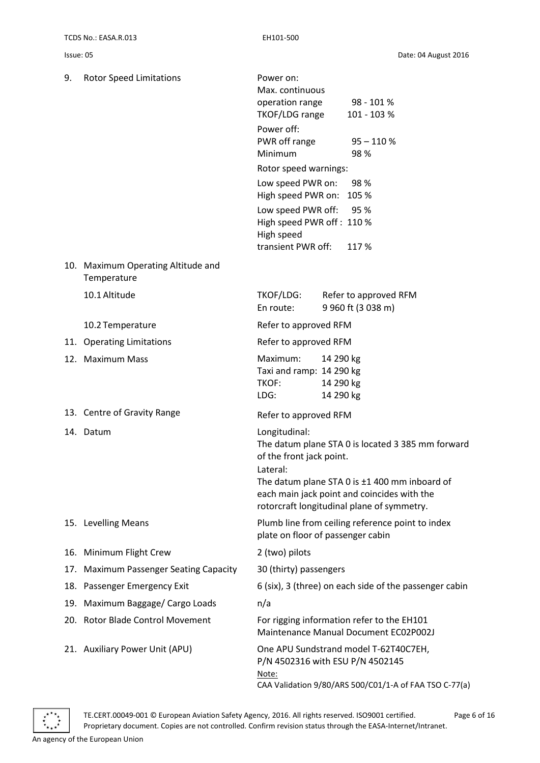9. Rotor Speed Limitations

Power on:

| | |
|---|---|
| Max. continuous operation range | 98 - 101 % |
| TKOF/LDG range | 101 - 103 % |

Power off:

| | |
|---|---|
| PWR off range | 95 – 110 % |
| Minimum | 98 % |

Rotor speed warnings:

| | |
|---|---|
| Low speed PWR on: | 98 % |
| High speed PWR on: | 105 % |
| Low speed PWR off: | 95 % |
| High speed PWR off : | 110 % |
| High speed transient PWR off: | 117 % |

10. Maximum Operating Altitude and Temperature

10.1 Altitude

| | |
|---|---|
| TKOF/LDG: | Refer to approved RFM |
| En route: | 9 960 ft (3 038 m) |

10.2 Temperature — Refer to approved RFM

11. Operating Limitations — Refer to approved RFM

12. Maximum Mass

| | |
|---|---|
| Maximum: | 14 290 kg |
| Taxi and ramp: | 14 290 kg |
| TKOF: | 14 290 kg |
| LDG: | 14 290 kg |

13. Centre of Gravity Range — Refer to approved RFM

14. Datum

Longitudinal:
The datum plane STA 0 is located 3 385 mm forward of the front jack point.

Lateral:
The datum plane STA 0 is ±1 400 mm inboard of each main jack point and coincides with the rotorcraft longitudinal plane of symmetry.

15. Levelling Means — Plumb line from ceiling reference point to index plate on floor of passenger cabin

16. Minimum Flight Crew — 2 (two) pilots

17. Maximum Passenger Seating Capacity — 30 (thirty) passengers

18. Passenger Emergency Exit — 6 (six), 3 (three) on each side of the passenger cabin

19. Maximum Baggage/ Cargo Loads — n/a

20. Rotor Blade Control Movement — For rigging information refer to the EH101 Maintenance Manual Document EC02P002J

21. Auxiliary Power Unit (APU) — One APU Sundstrand model T-62T40C7EH, P/N 4502316 with ESU P/N 4502145

Note:
CAA Validation 9/80/ARS 500/C01/1-A of FAA TSO C-77(a)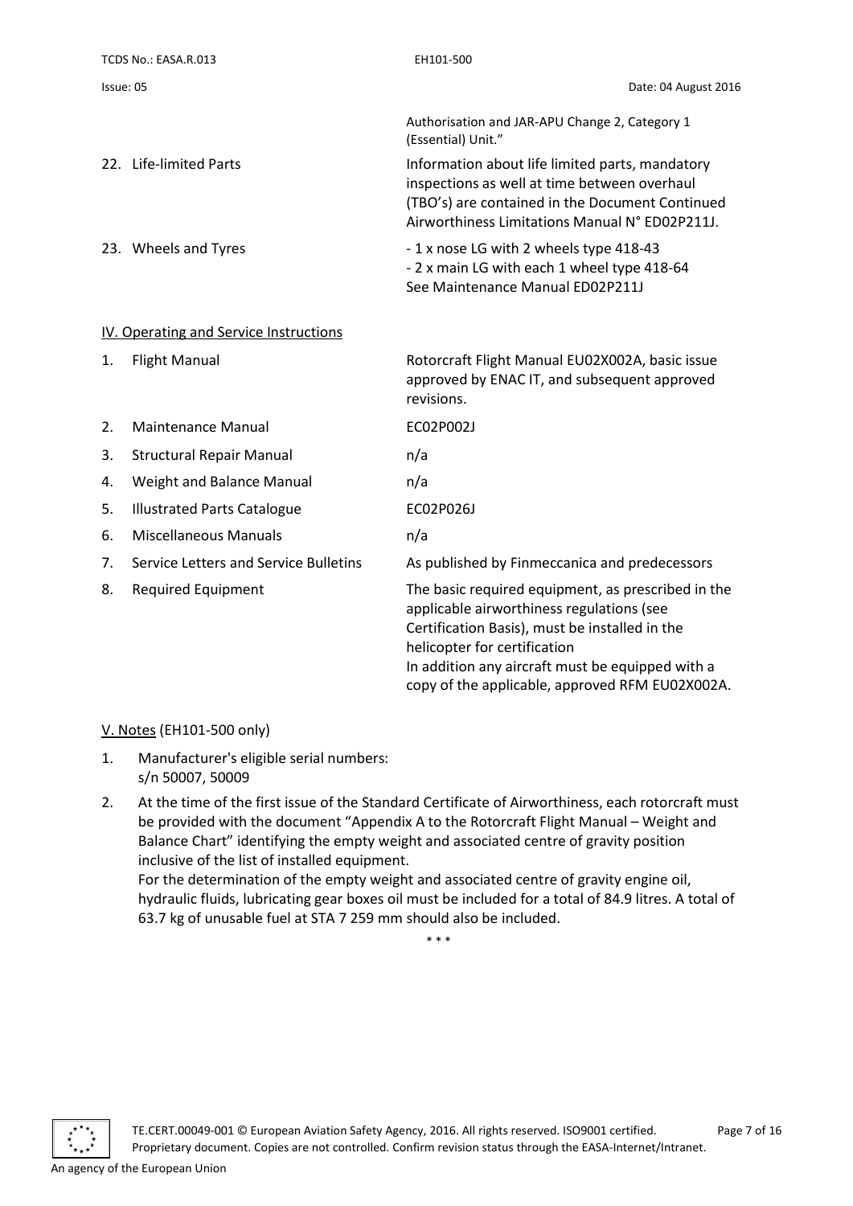| | |
|---|---|
| | Authorisation and JAR-APU Change 2, Category 1 (Essential) Unit.” |
| 22. Life-limited Parts | Information about life limited parts, mandatory inspections as well at time between overhaul (TBO’s) are contained in the Document Continued Airworthiness Limitations Manual N° ED02P211J. |
| 23. Wheels and Tyres | - 1 x nose LG with 2 wheels type 418-43<br>- 2 x main LG with each 1 wheel type 418-64<br>See Maintenance Manual ED02P211J |

## IV. Operating and Service Instructions

| | |
|---|---|
| 1. Flight Manual | Rotorcraft Flight Manual EU02X002A, basic issue approved by ENAC IT, and subsequent approved revisions. |
| 2. Maintenance Manual | EC02P002J |
| 3. Structural Repair Manual | n/a |
| 4. Weight and Balance Manual | n/a |
| 5. Illustrated Parts Catalogue | EC02P026J |
| 6. Miscellaneous Manuals | n/a |
| 7. Service Letters and Service Bulletins | As published by Finmeccanica and predecessors |
| 8. Required Equipment | The basic required equipment, as prescribed in the applicable airworthiness regulations (see Certification Basis), must be installed in the helicopter for certification<br>In addition any aircraft must be equipped with a copy of the applicable, approved RFM EU02X002A. |

## V. Notes (EH101-500 only)

1. Manufacturer's eligible serial numbers:
   s/n 50007, 50009
2. At the time of the first issue of the Standard Certificate of Airworthiness, each rotorcraft must be provided with the document “Appendix A to the Rotorcraft Flight Manual – Weight and Balance Chart” identifying the empty weight and associated centre of gravity position inclusive of the list of installed equipment.
   For the determination of the empty weight and associated centre of gravity engine oil, hydraulic fluids, lubricating gear boxes oil must be included for a total of 84.9 litres. A total of 63.7 kg of unusable fuel at STA 7 259 mm should also be included.

\* \* \*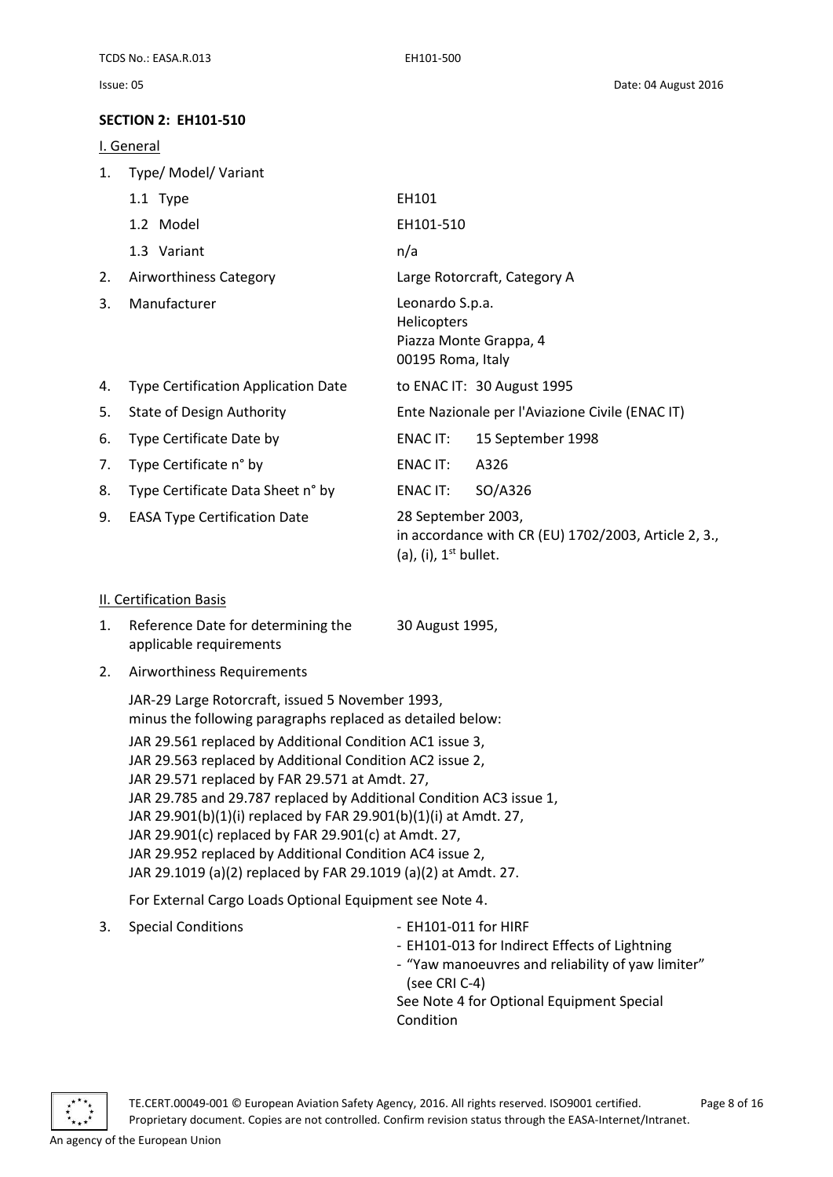## SECTION 2: EH101-510

### I. General

| | | |
|---|---|---|
| 1. | Type/ Model/ Variant | |
| | 1.1 Type | EH101 |
| | 1.2 Model | EH101-510 |
| | 1.3 Variant | n/a |
| 2. | Airworthiness Category | Large Rotorcraft, Category A |
| 3. | Manufacturer | Leonardo S.p.a.<br>Helicopters<br>Piazza Monte Grappa, 4<br>00195 Roma, Italy |
| 4. | Type Certification Application Date | to ENAC IT: 30 August 1995 |
| 5. | State of Design Authority | Ente Nazionale per l'Aviazione Civile (ENAC IT) |
| 6. | Type Certificate Date by | ENAC IT: 15 September 1998 |
| 7. | Type Certificate n° by | ENAC IT: A326 |
| 8. | Type Certificate Data Sheet n° by | ENAC IT: SO/A326 |
| 9. | EASA Type Certification Date | 28 September 2003,<br>in accordance with CR (EU) 1702/2003, Article 2, 3., (a), (i), 1st bullet. |

### II. Certification Basis

1. Reference Date for determining the applicable requirements: 30 August 1995,

2. Airworthiness Requirements

   JAR-29 Large Rotorcraft, issued 5 November 1993,
   minus the following paragraphs replaced as detailed below:

   JAR 29.561 replaced by Additional Condition AC1 issue 3,
   JAR 29.563 replaced by Additional Condition AC2 issue 2,
   JAR 29.571 replaced by FAR 29.571 at Amdt. 27,
   JAR 29.785 and 29.787 replaced by Additional Condition AC3 issue 1,
   JAR 29.901(b)(1)(i) replaced by FAR 29.901(b)(1)(i) at Amdt. 27,
   JAR 29.901(c) replaced by FAR 29.901(c) at Amdt. 27,
   JAR 29.952 replaced by Additional Condition AC4 issue 2,
   JAR 29.1019 (a)(2) replaced by FAR 29.1019 (a)(2) at Amdt. 27.

   For External Cargo Loads Optional Equipment see Note 4.

3. Special Conditions
   - EH101-011 for HIRF
   - EH101-013 for Indirect Effects of Lightning
   - "Yaw manoeuvres and reliability of yaw limiter" (see CRI C-4)

   See Note 4 for Optional Equipment Special Condition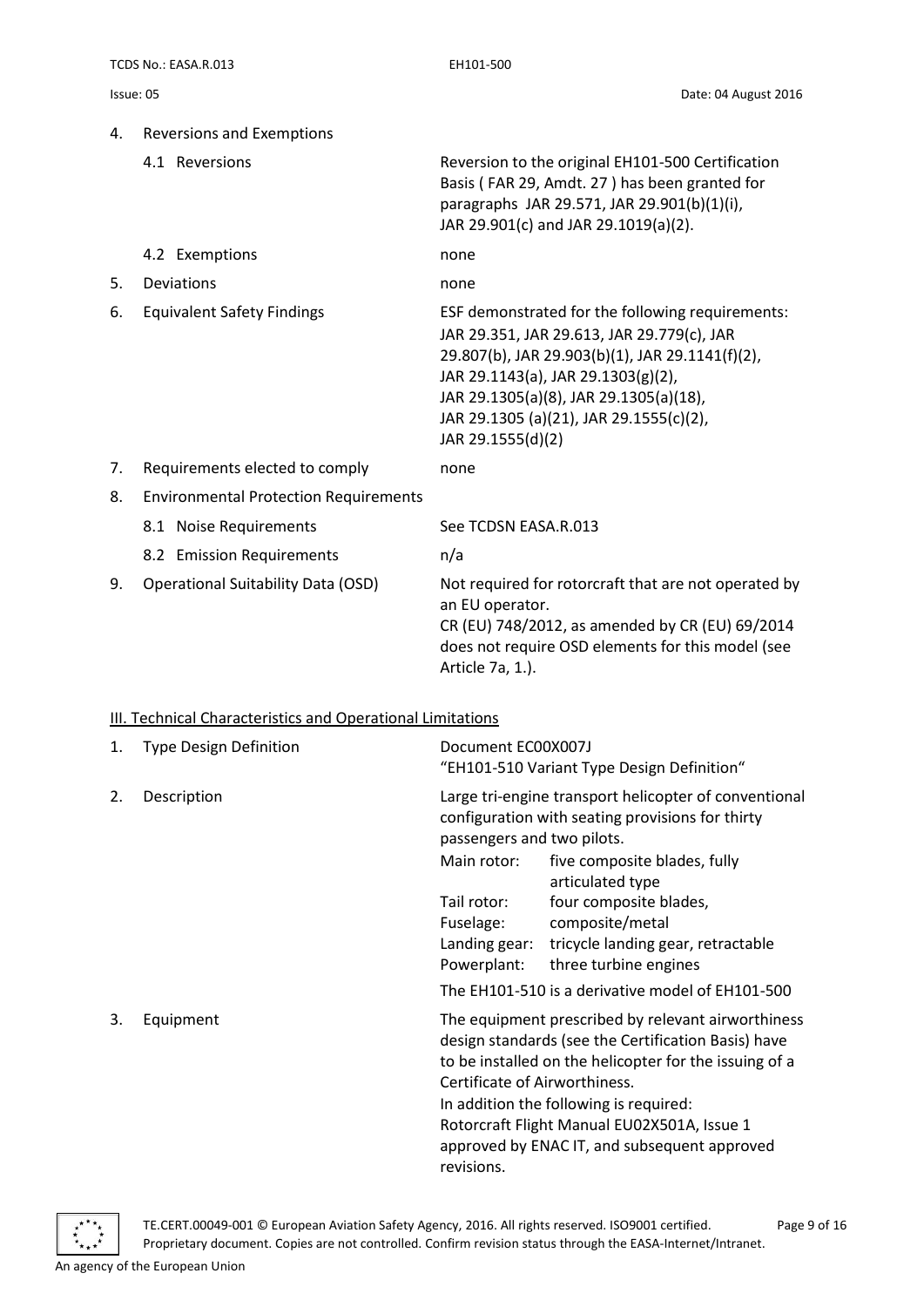4. Reversions and Exemptions

| | |
|---|---|
| 4.1 Reversions | Reversion to the original EH101-500 Certification Basis ( FAR 29, Amdt. 27 ) has been granted for paragraphs JAR 29.571, JAR 29.901(b)(1)(i), JAR 29.901(c) and JAR 29.1019(a)(2). |
| 4.2 Exemptions | none |
| 5. Deviations | none |
| 6. Equivalent Safety Findings | ESF demonstrated for the following requirements: JAR 29.351, JAR 29.613, JAR 29.779(c), JAR 29.807(b), JAR 29.903(b)(1), JAR 29.1141(f)(2), JAR 29.1143(a), JAR 29.1303(g)(2), JAR 29.1305(a)(8), JAR 29.1305(a)(18), JAR 29.1305 (a)(21), JAR 29.1555(c)(2), JAR 29.1555(d)(2) |
| 7. Requirements elected to comply | none |
| 8. Environmental Protection Requirements | |
| 8.1 Noise Requirements | See TCDSN EASA.R.013 |
| 8.2 Emission Requirements | n/a |
| 9. Operational Suitability Data (OSD) | Not required for rotorcraft that are not operated by an EU operator. CR (EU) 748/2012, as amended by CR (EU) 69/2014 does not require OSD elements for this model (see Article 7a, 1.). |

## III. Technical Characteristics and Operational Limitations

1. Type Design Definition

   Document EC00X007J
   "EH101-510 Variant Type Design Definition"

2. Description

   Large tri-engine transport helicopter of conventional configuration with seating provisions for thirty passengers and two pilots.

   | | |
   |---|---|
   | Main rotor: | five composite blades, fully articulated type |
   | Tail rotor: | four composite blades, |
   | Fuselage: | composite/metal |
   | Landing gear: | tricycle landing gear, retractable |
   | Powerplant: | three turbine engines |

   The EH101-510 is a derivative model of EH101-500

3. Equipment

   The equipment prescribed by relevant airworthiness design standards (see the Certification Basis) have to be installed on the helicopter for the issuing of a Certificate of Airworthiness.
   In addition the following is required:
   Rotorcraft Flight Manual EU02X501A, Issue 1 approved by ENAC IT, and subsequent approved revisions.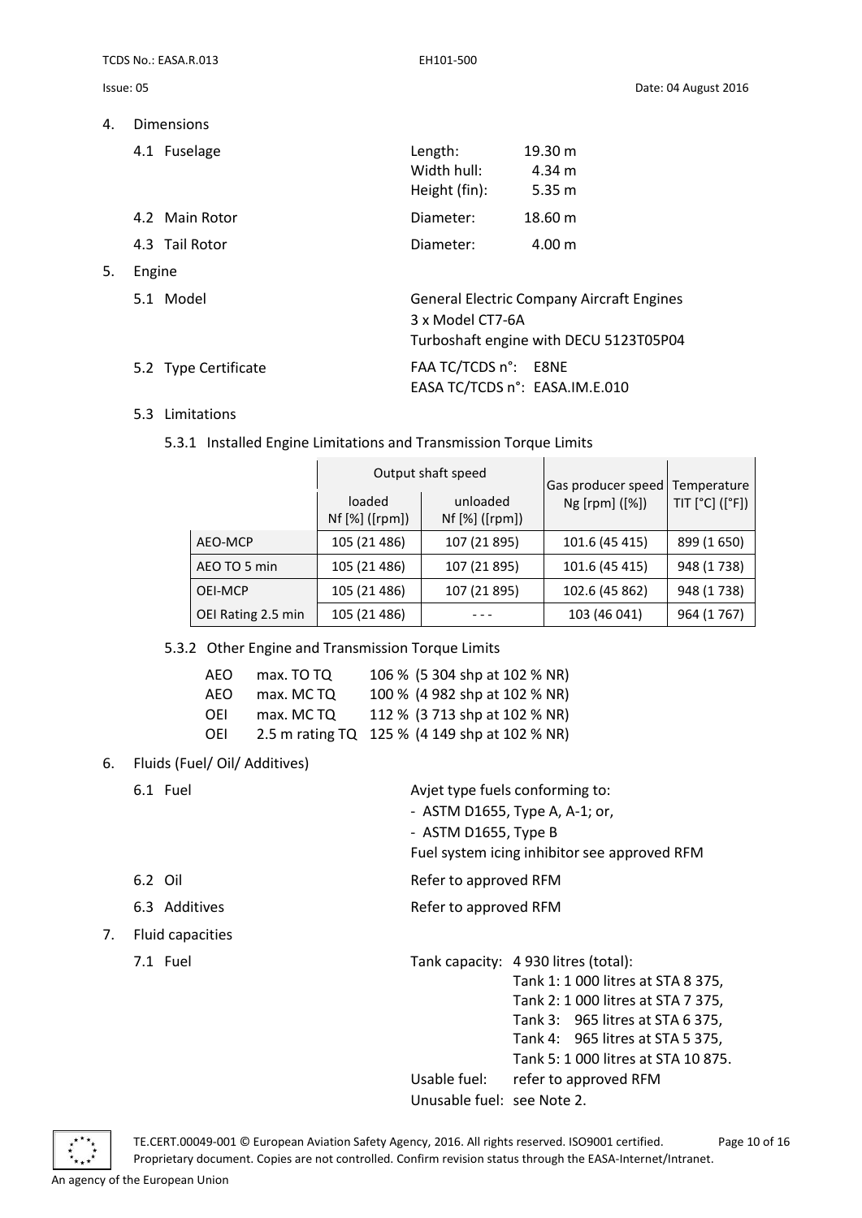## 4. Dimensions

### 4.1 Fuselage

Length: 19.30 m
Width hull: 4.34 m
Height (fin): 5.35 m

### 4.2 Main Rotor

Diameter: 18.60 m

### 4.3 Tail Rotor

Diameter: 4.00 m

## 5. Engine

### 5.1 Model

General Electric Company Aircraft Engines
3 x Model CT7-6A
Turboshaft engine with DECU 5123T05P04

### 5.2 Type Certificate

FAA TC/TCDS n°: E8NE
EASA TC/TCDS n°: EASA.IM.E.010

### 5.3 Limitations

#### 5.3.1 Installed Engine Limitations and Transmission Torque Limits

| | Output shaft speed | | Gas producer speed Ng [rpm] ([%]) | Temperature TIT [°C] ([°F]) |
|---|---|---|---|---|
| | loaded Nf [%] ([rpm]) | unloaded Nf [%] ([rpm]) | | |
| AEO-MCP | 105 (21 486) | 107 (21 895) | 101.6 (45 415) | 899 (1 650) |
| AEO TO 5 min | 105 (21 486) | 107 (21 895) | 101.6 (45 415) | 948 (1 738) |
| OEI-MCP | 105 (21 486) | 107 (21 895) | 102.6 (45 862) | 948 (1 738) |
| OEI Rating 2.5 min | 105 (21 486) | - - - | 103 (46 041) | 964 (1 767) |

#### 5.3.2 Other Engine and Transmission Torque Limits

| | | |
|---|---|---|
| AEO | max. TO TQ | 106 % (5 304 shp at 102 % NR) |
| AEO | max. MC TQ | 100 % (4 982 shp at 102 % NR) |
| OEI | max. MC TQ | 112 % (3 713 shp at 102 % NR) |
| OEI | 2.5 m rating TQ | 125 % (4 149 shp at 102 % NR) |

## 6. Fluids (Fuel/ Oil/ Additives)

### 6.1 Fuel

Avjet type fuels conforming to:
- ASTM D1655, Type A, A-1; or,
- ASTM D1655, Type B

Fuel system icing inhibitor see approved RFM

### 6.2 Oil

Refer to approved RFM

### 6.3 Additives

Refer to approved RFM

## 7. Fluid capacities

### 7.1 Fuel

Tank capacity: 4 930 litres (total):
Tank 1: 1 000 litres at STA 8 375,
Tank 2: 1 000 litres at STA 7 375,
Tank 3: 965 litres at STA 6 375,
Tank 4: 965 litres at STA 5 375,
Tank 5: 1 000 litres at STA 10 875.

Usable fuel: refer to approved RFM

Unusable fuel: see Note 2.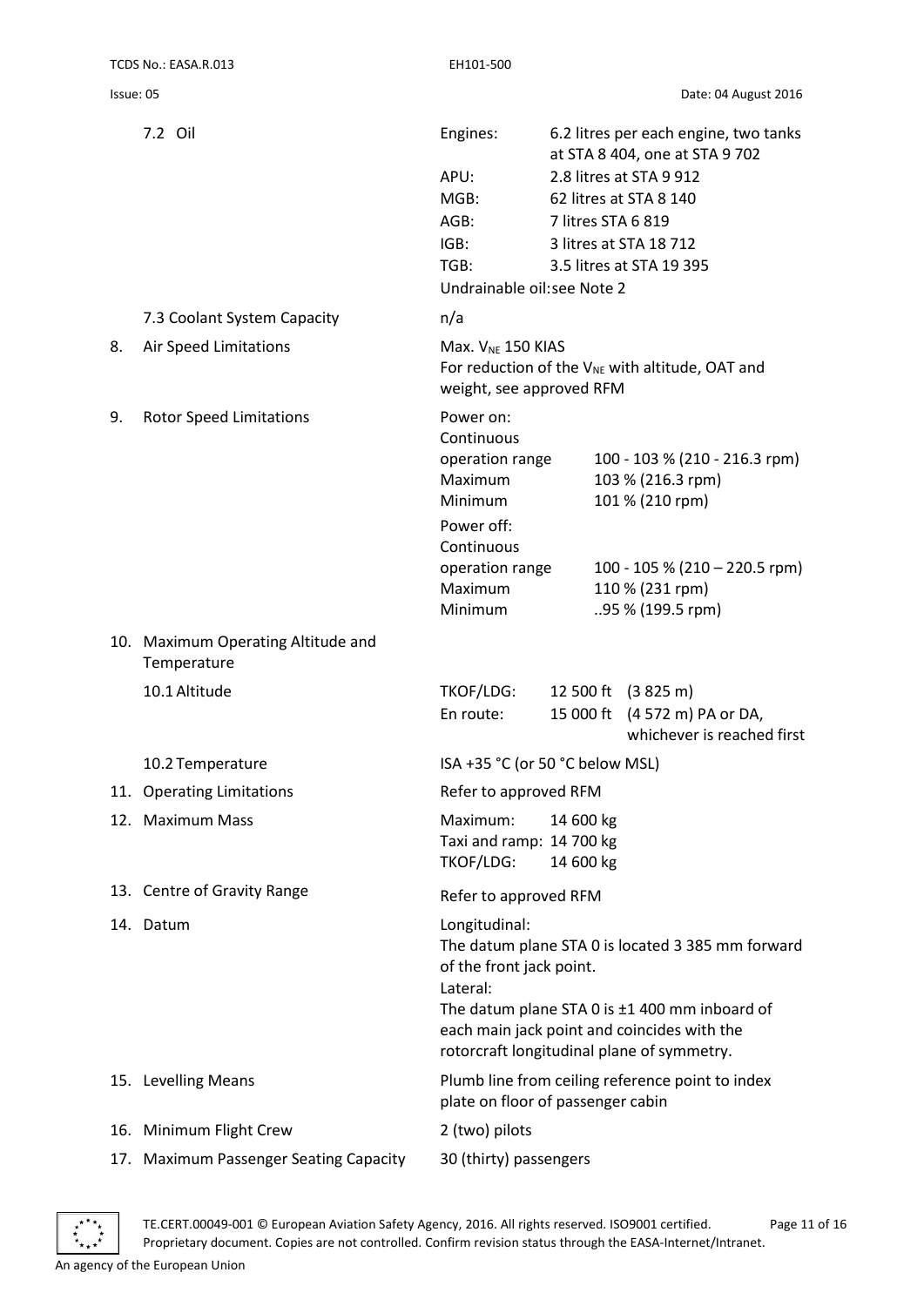| | | |
|---|---|---|
| 7.2 Oil | Engines: | 6.2 litres per each engine, two tanks at STA 8 404, one at STA 9 702 |
| | APU: | 2.8 litres at STA 9 912 |
| | MGB: | 62 litres at STA 8 140 |
| | AGB: | 7 litres STA 6 819 |
| | IGB: | 3 litres at STA 18 712 |
| | TGB: | 3.5 litres at STA 19 395 |
| | Undrainable oil: see Note 2 | |
| 7.3 Coolant System Capacity | n/a | |

**8. Air Speed Limitations**

Max. $V_{NE}$ 150 KIAS
For reduction of the $V_{NE}$ with altitude, OAT and weight, see approved RFM

**9. Rotor Speed Limitations**

| | |
|---|---|
| Power on: | |
| Continuous operation range | 100 - 103 % (210 - 216.3 rpm) |
| Maximum | 103 % (216.3 rpm) |
| Minimum | 101 % (210 rpm) |
| Power off: | |
| Continuous operation range | 100 - 105 % (210 – 220.5 rpm) |
| Maximum | 110 % (231 rpm) |
| Minimum | ..95 % (199.5 rpm) |

**10. Maximum Operating Altitude and Temperature**

10.1 Altitude

| | |
|---|---|
| TKOF/LDG: | 12 500 ft (3 825 m) |
| En route: | 15 000 ft (4 572 m) PA or DA, whichever is reached first |

10.2 Temperature: ISA +35 °C (or 50 °C below MSL)

**11. Operating Limitations**: Refer to approved RFM

**12. Maximum Mass**

| | |
|---|---|
| Maximum: | 14 600 kg |
| Taxi and ramp: | 14 700 kg |
| TKOF/LDG: | 14 600 kg |

**13. Centre of Gravity Range**: Refer to approved RFM

**14. Datum**

Longitudinal:
The datum plane STA 0 is located 3 385 mm forward of the front jack point.
Lateral:
The datum plane STA 0 is ±1 400 mm inboard of each main jack point and coincides with the rotorcraft longitudinal plane of symmetry.

**15. Levelling Means**: Plumb line from ceiling reference point to index plate on floor of passenger cabin

**16. Minimum Flight Crew**: 2 (two) pilots

**17. Maximum Passenger Seating Capacity**: 30 (thirty) passengers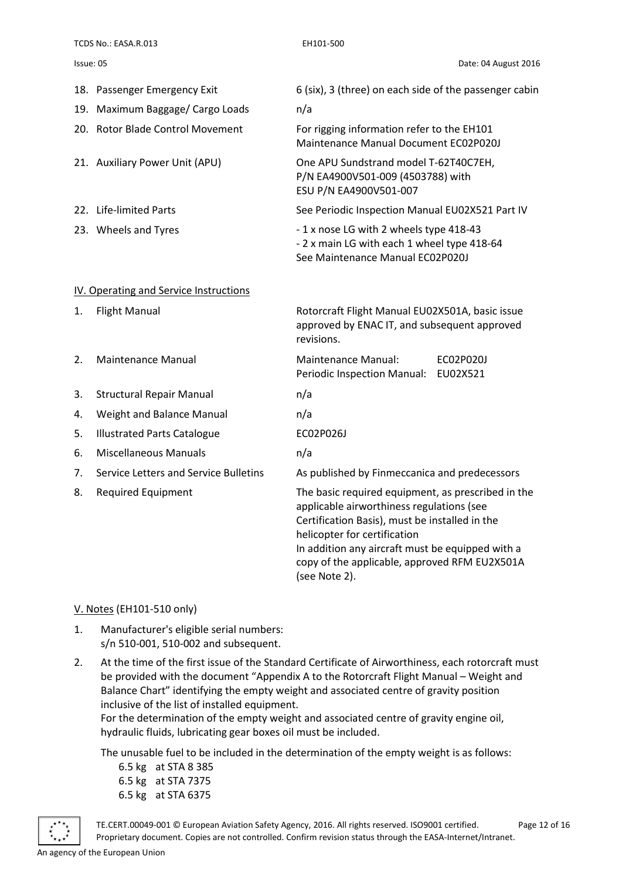| | |
|---|---|
| 18. Passenger Emergency Exit | 6 (six), 3 (three) on each side of the passenger cabin |
| 19. Maximum Baggage/ Cargo Loads | n/a |
| 20. Rotor Blade Control Movement | For rigging information refer to the EH101 Maintenance Manual Document EC02P020J |
| 21. Auxiliary Power Unit (APU) | One APU Sundstrand model T-62T40C7EH, P/N EA4900V501-009 (4503788) with ESU P/N EA4900V501-007 |
| 22. Life-limited Parts | See Periodic Inspection Manual EU02X521 Part IV |
| 23. Wheels and Tyres | - 1 x nose LG with 2 wheels type 418-43<br>- 2 x main LG with each 1 wheel type 418-64<br>See Maintenance Manual EC02P020J |

## IV. Operating and Service Instructions

| | |
|---|---|
| 1. Flight Manual | Rotorcraft Flight Manual EU02X501A, basic issue approved by ENAC IT, and subsequent approved revisions. |
| 2. Maintenance Manual | Maintenance Manual: EC02P020J<br>Periodic Inspection Manual: EU02X521 |
| 3. Structural Repair Manual | n/a |
| 4. Weight and Balance Manual | n/a |
| 5. Illustrated Parts Catalogue | EC02P026J |
| 6. Miscellaneous Manuals | n/a |
| 7. Service Letters and Service Bulletins | As published by Finmeccanica and predecessors |
| 8. Required Equipment | The basic required equipment, as prescribed in the applicable airworthiness regulations (see Certification Basis), must be installed in the helicopter for certification<br>In addition any aircraft must be equipped with a copy of the applicable, approved RFM EU2X501A (see Note 2). |

## V. Notes (EH101-510 only)

1. Manufacturer's eligible serial numbers:
   s/n 510-001, 510-002 and subsequent.

2. At the time of the first issue of the Standard Certificate of Airworthiness, each rotorcraft must be provided with the document "Appendix A to the Rotorcraft Flight Manual – Weight and Balance Chart" identifying the empty weight and associated centre of gravity position inclusive of the list of installed equipment.
   For the determination of the empty weight and associated centre of gravity engine oil, hydraulic fluids, lubricating gear boxes oil must be included.

   The unusable fuel to be included in the determination of the empty weight is as follows:
   - 6.5 kg at STA 8 385
   - 6.5 kg at STA 7375
   - 6.5 kg at STA 6375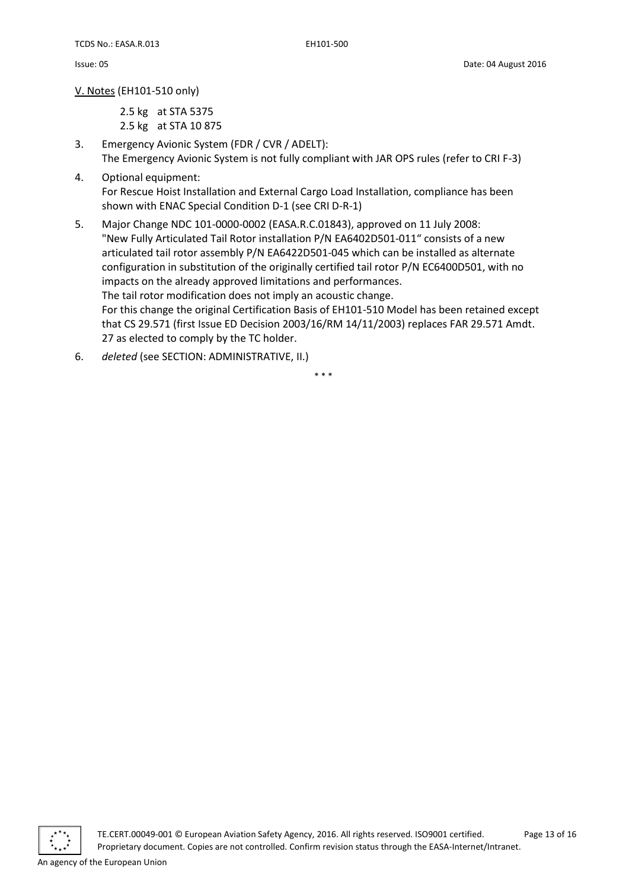V. Notes (EH101-510 only)

2.5 kg at STA 5375
2.5 kg at STA 10 875

3. Emergency Avionic System (FDR / CVR / ADELT):
   The Emergency Avionic System is not fully compliant with JAR OPS rules (refer to CRI F-3)

4. Optional equipment:
   For Rescue Hoist Installation and External Cargo Load Installation, compliance has been shown with ENAC Special Condition D-1 (see CRI D-R-1)

5. Major Change NDC 101-0000-0002 (EASA.R.C.01843), approved on 11 July 2008:
   "New Fully Articulated Tail Rotor installation P/N EA6402D501-011" consists of a new articulated tail rotor assembly P/N EA6422D501-045 which can be installed as alternate configuration in substitution of the originally certified tail rotor P/N EC6400D501, with no impacts on the already approved limitations and performances.
   The tail rotor modification does not imply an acoustic change.
   For this change the original Certification Basis of EH101-510 Model has been retained except that CS 29.571 (first Issue ED Decision 2003/16/RM 14/11/2003) replaces FAR 29.571 Amdt. 27 as elected to comply by the TC holder.

6. *deleted* (see SECTION: ADMINISTRATIVE, II.)

\* \* \*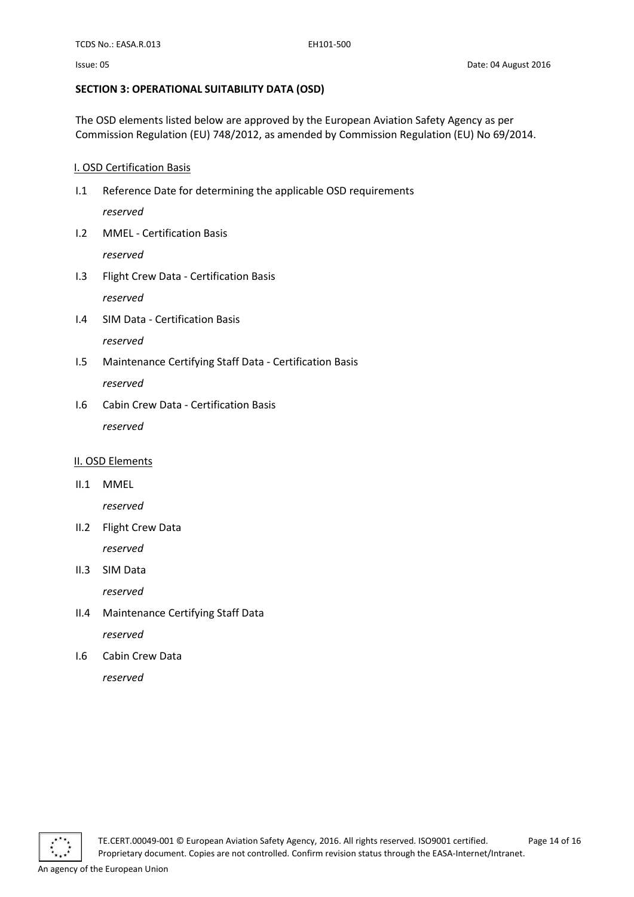## SECTION 3: OPERATIONAL SUITABILITY DATA (OSD)

The OSD elements listed below are approved by the European Aviation Safety Agency as per Commission Regulation (EU) 748/2012, as amended by Commission Regulation (EU) No 69/2014.

### I. OSD Certification Basis

I.1 Reference Date for determining the applicable OSD requirements

*reserved*

I.2 MMEL - Certification Basis

*reserved*

I.3 Flight Crew Data - Certification Basis

*reserved*

I.4 SIM Data - Certification Basis

*reserved*

I.5 Maintenance Certifying Staff Data - Certification Basis

*reserved*

I.6 Cabin Crew Data - Certification Basis

*reserved*

### II. OSD Elements

II.1 MMEL

*reserved*

II.2 Flight Crew Data

*reserved*

II.3 SIM Data

*reserved*

II.4 Maintenance Certifying Staff Data

*reserved*

I.6 Cabin Crew Data

*reserved*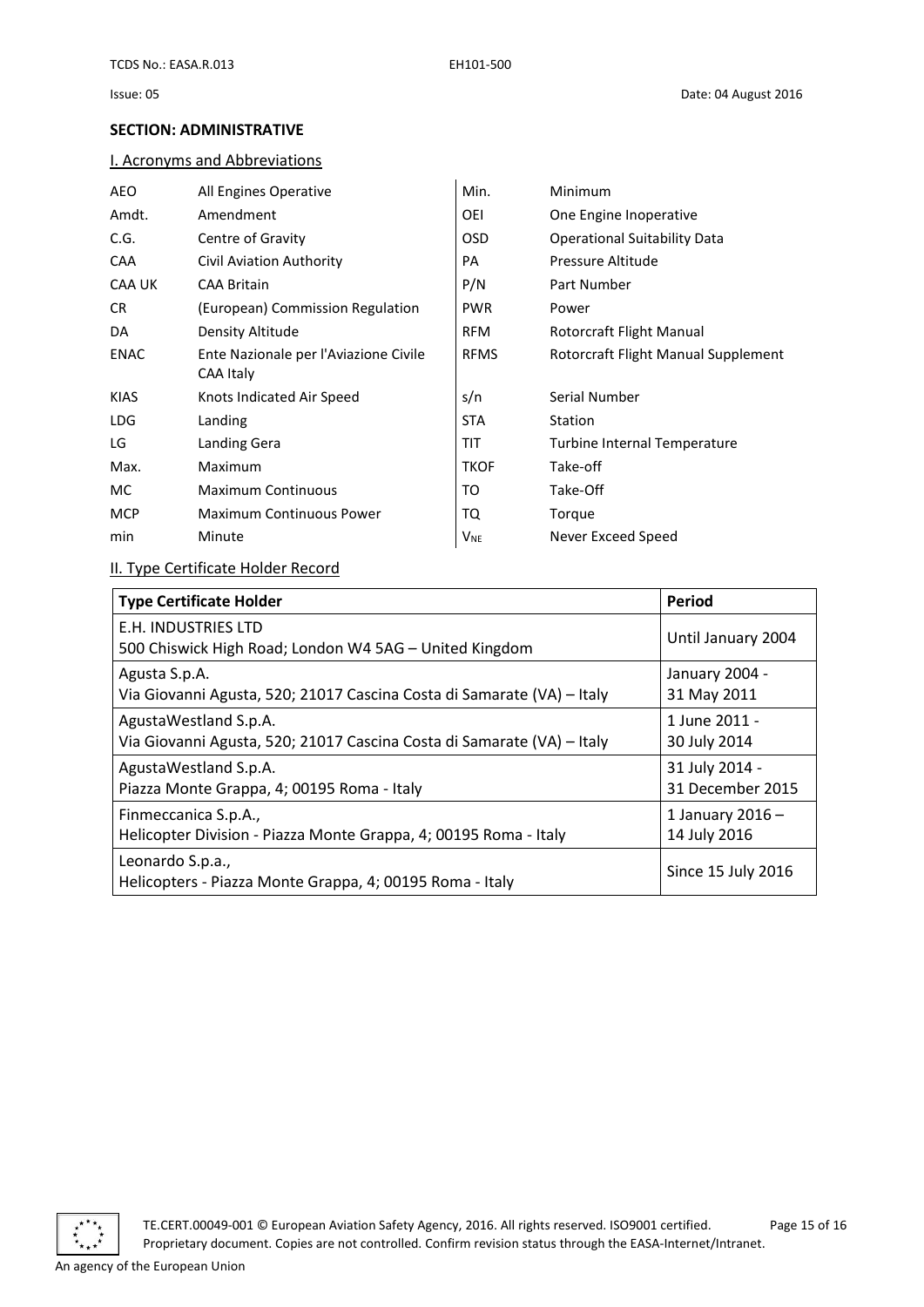## SECTION: ADMINISTRATIVE

### I. Acronyms and Abbreviations

| | | | |
|---|---|---|---|
| AEO | All Engines Operative | Min. | Minimum |
| Amdt. | Amendment | OEI | One Engine Inoperative |
| C.G. | Centre of Gravity | OSD | Operational Suitability Data |
| CAA | Civil Aviation Authority | PA | Pressure Altitude |
| CAA UK | CAA Britain | P/N | Part Number |
| CR | (European) Commission Regulation | PWR | Power |
| DA | Density Altitude | RFM | Rotorcraft Flight Manual |
| ENAC | Ente Nazionale per l'Aviazione Civile CAA Italy | RFMS | Rotorcraft Flight Manual Supplement |
| KIAS | Knots Indicated Air Speed | s/n | Serial Number |
| LDG | Landing | STA | Station |
| LG | Landing Gera | TIT | Turbine Internal Temperature |
| Max. | Maximum | TKOF | Take-off |
| MC | Maximum Continuous | TO | Take-Off |
| MCP | Maximum Continuous Power | TQ | Torque |
| min | Minute | $V_{NE}$ | Never Exceed Speed |

### II. Type Certificate Holder Record

| Type Certificate Holder | Period |
|---|---|
| E.H. INDUSTRIES LTD<br>500 Chiswick High Road; London W4 5AG – United Kingdom | Until January 2004 |
| Agusta S.p.A.<br>Via Giovanni Agusta, 520; 21017 Cascina Costa di Samarate (VA) – Italy | January 2004 - 31 May 2011 |
| AgustaWestland S.p.A.<br>Via Giovanni Agusta, 520; 21017 Cascina Costa di Samarate (VA) – Italy | 1 June 2011 - 30 July 2014 |
| AgustaWestland S.p.A.<br>Piazza Monte Grappa, 4; 00195 Roma - Italy | 31 July 2014 - 31 December 2015 |
| Finmeccanica S.p.A.,<br>Helicopter Division - Piazza Monte Grappa, 4; 00195 Roma - Italy | 1 January 2016 – 14 July 2016 |
| Leonardo S.p.a.,<br>Helicopters - Piazza Monte Grappa, 4; 00195 Roma - Italy | Since 15 July 2016 |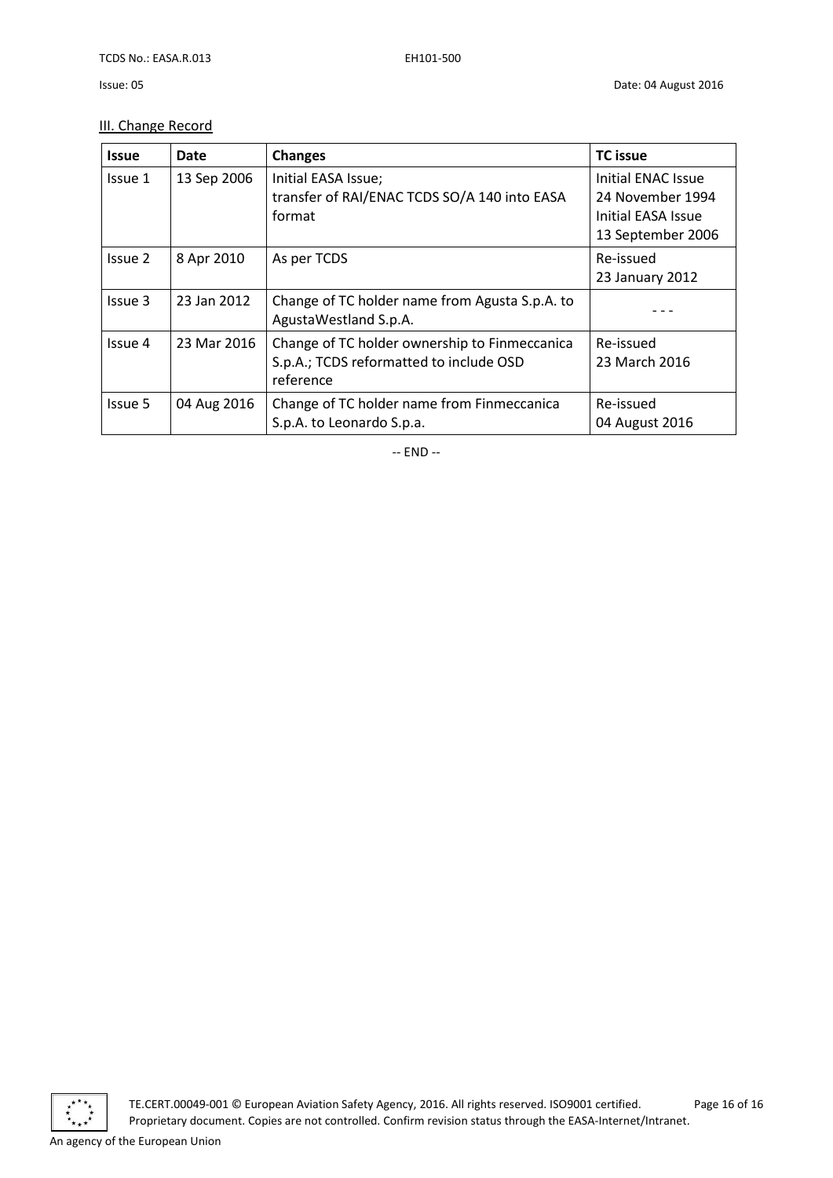## III. Change Record

| Issue | Date | Changes | TC issue |
|---|---|---|---|
| Issue 1 | 13 Sep 2006 | Initial EASA Issue;<br>transfer of RAI/ENAC TCDS SO/A 140 into EASA format | Initial ENAC Issue<br>24 November 1994<br>Initial EASA Issue<br>13 September 2006 |
| Issue 2 | 8 Apr 2010 | As per TCDS | Re-issued<br>23 January 2012 |
| Issue 3 | 23 Jan 2012 | Change of TC holder name from Agusta S.p.A. to AgustaWestland S.p.A. | - - - |
| Issue 4 | 23 Mar 2016 | Change of TC holder ownership to Finmeccanica S.p.A.; TCDS reformatted to include OSD reference | Re-issued<br>23 March 2016 |
| Issue 5 | 04 Aug 2016 | Change of TC holder name from Finmeccanica S.p.A. to Leonardo S.p.a. | Re-issued<br>04 August 2016 |

-- END --